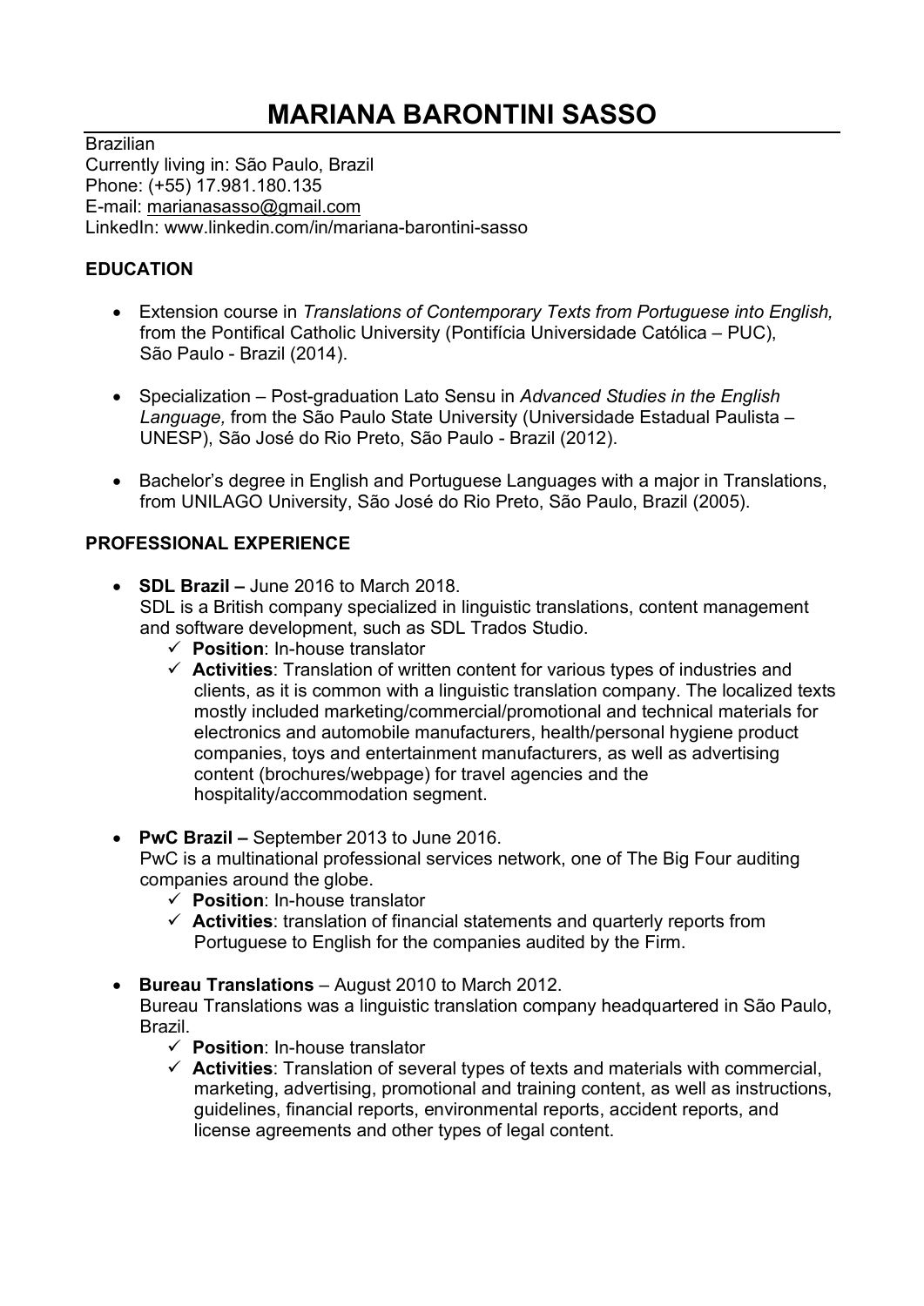# MARIANA BARONTINI SASSO

Brazilian
Currently living in: São Paulo, Brazil
Phone: (+55) 17.981.180.135
E-mail: marianasasso@gmail.com
LinkedIn: www.linkedin.com/in/mariana-barontini-sasso

## EDUCATION

- Extension course in *Translations of Contemporary Texts from Portuguese into English,* from the Pontifical Catholic University (Pontifícia Universidade Católica – PUC), São Paulo - Brazil (2014).

- Specialization – Post-graduation Lato Sensu in *Advanced Studies in the English Language,* from the São Paulo State University (Universidade Estadual Paulista – UNESP), São José do Rio Preto, São Paulo - Brazil (2012).

- Bachelor's degree in English and Portuguese Languages with a major in Translations, from UNILAGO University, São José do Rio Preto, São Paulo, Brazil (2005).

## PROFESSIONAL EXPERIENCE

- **SDL Brazil –** June 2016 to March 2018.
  SDL is a British company specialized in linguistic translations, content management and software development, such as SDL Trados Studio.
  - ✓ **Position**: In-house translator
  - ✓ **Activities**: Translation of written content for various types of industries and clients, as it is common with a linguistic translation company. The localized texts mostly included marketing/commercial/promotional and technical materials for electronics and automobile manufacturers, health/personal hygiene product companies, toys and entertainment manufacturers, as well as advertising content (brochures/webpage) for travel agencies and the hospitality/accommodation segment.

- **PwC Brazil –** September 2013 to June 2016.
  PwC is a multinational professional services network, one of The Big Four auditing companies around the globe.
  - ✓ **Position**: In-house translator
  - ✓ **Activities**: translation of financial statements and quarterly reports from Portuguese to English for the companies audited by the Firm.

- **Bureau Translations** – August 2010 to March 2012.
  Bureau Translations was a linguistic translation company headquartered in São Paulo, Brazil.
  - ✓ **Position**: In-house translator
  - ✓ **Activities**: Translation of several types of texts and materials with commercial, marketing, advertising, promotional and training content, as well as instructions, guidelines, financial reports, environmental reports, accident reports, and license agreements and other types of legal content.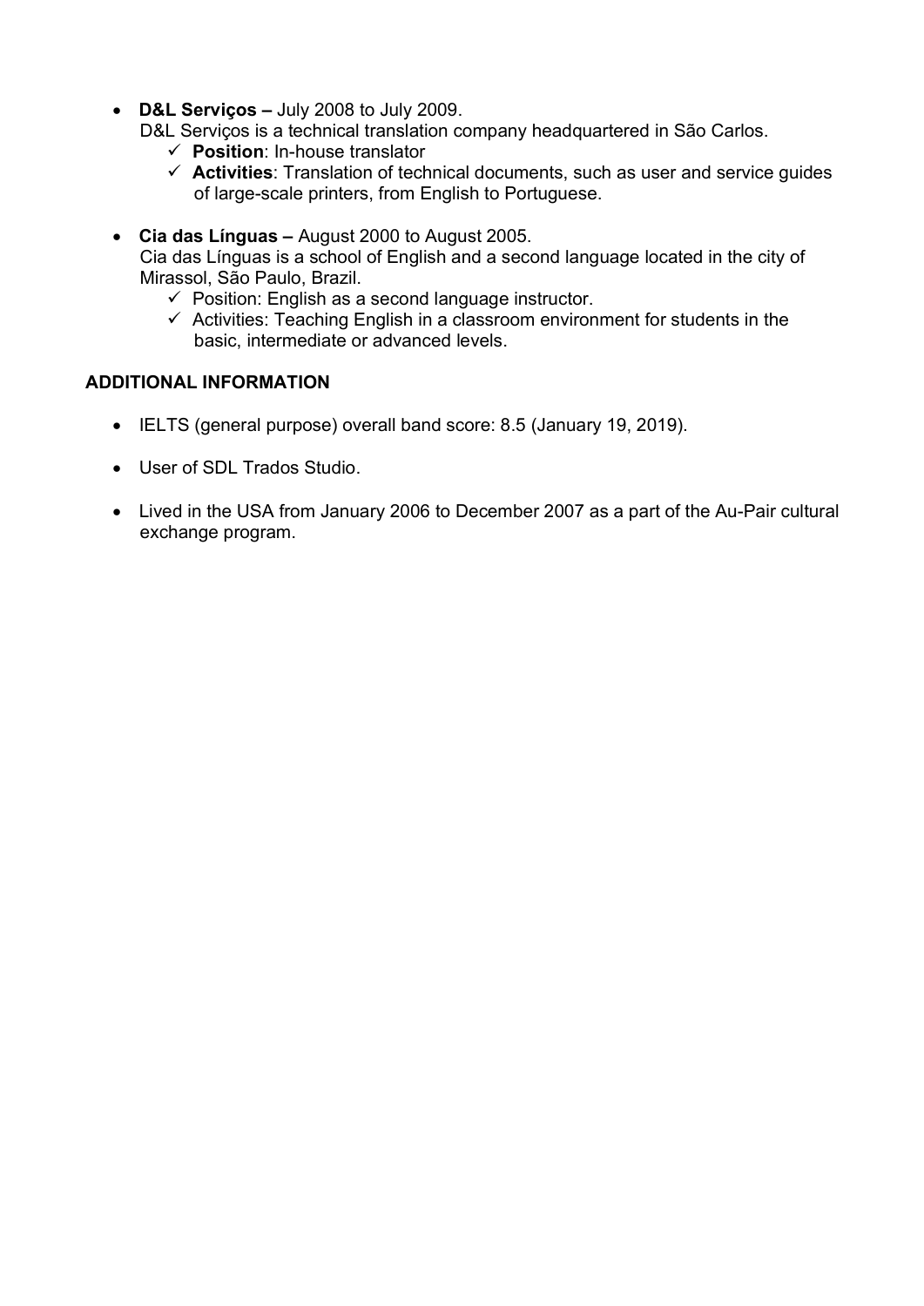- **D&L Serviços –** July 2008 to July 2009.
  D&L Serviços is a technical translation company headquartered in São Carlos.
  - ✓ **Position**: In-house translator
  - ✓ **Activities**: Translation of technical documents, such as user and service guides of large-scale printers, from English to Portuguese.

- **Cia das Línguas –** August 2000 to August 2005.
  Cia das Línguas is a school of English and a second language located in the city of Mirassol, São Paulo, Brazil.
  - ✓ Position: English as a second language instructor.
  - ✓ Activities: Teaching English in a classroom environment for students in the basic, intermediate or advanced levels.

**ADDITIONAL INFORMATION**

- IELTS (general purpose) overall band score: 8.5 (January 19, 2019).

- User of SDL Trados Studio.

- Lived in the USA from January 2006 to December 2007 as a part of the Au-Pair cultural exchange program.